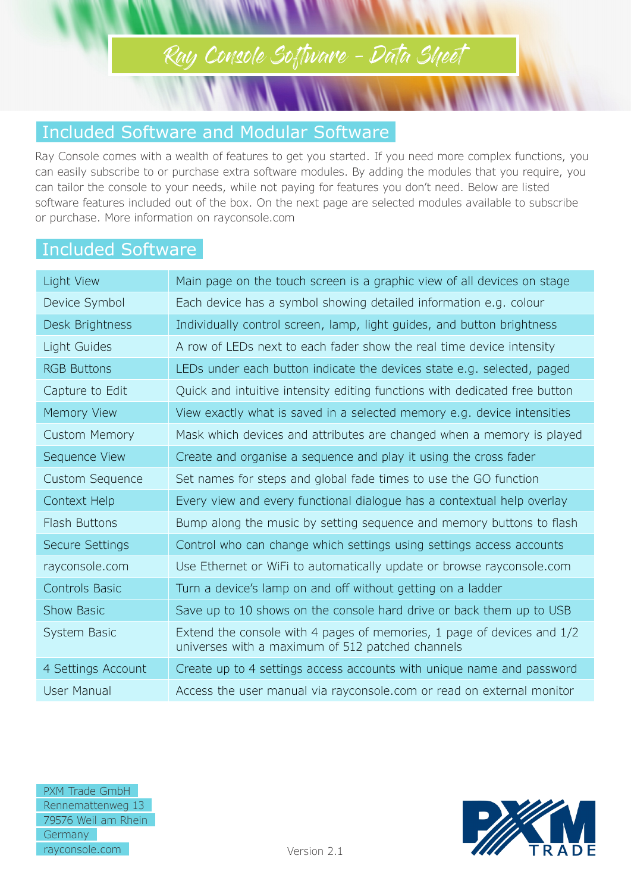# Ray Console Software - Data Sheet

## Included Software and Modular Software

Ray Console comes with a wealth of features to get you started. If you need more complex functions, you can easily subscribe to or purchase extra software modules. By adding the modules that you require, you can tailor the console to your needs, while not paying for features you don't need. Below are listed software features included out of the box. On the next page are selected modules available to subscribe or purchase. More information on rayconsole.com

## Included Software

| | |
|---|---|
| Light View | Main page on the touch screen is a graphic view of all devices on stage |
| Device Symbol | Each device has a symbol showing detailed information e.g. colour |
| Desk Brightness | Individually control screen, lamp, light guides, and button brightness |
| Light Guides | A row of LEDs next to each fader show the real time device intensity |
| RGB Buttons | LEDs under each button indicate the devices state e.g. selected, paged |
| Capture to Edit | Quick and intuitive intensity editing functions with dedicated free button |
| Memory View | View exactly what is saved in a selected memory e.g. device intensities |
| Custom Memory | Mask which devices and attributes are changed when a memory is played |
| Sequence View | Create and organise a sequence and play it using the cross fader |
| Custom Sequence | Set names for steps and global fade times to use the GO function |
| Context Help | Every view and every functional dialogue has a contextual help overlay |
| Flash Buttons | Bump along the music by setting sequence and memory buttons to flash |
| Secure Settings | Control who can change which settings using settings access accounts |
| rayconsole.com | Use Ethernet or WiFi to automatically update or browse rayconsole.com |
| Controls Basic | Turn a device's lamp on and off without getting on a ladder |
| Show Basic | Save up to 10 shows on the console hard drive or back them up to USB |
| System Basic | Extend the console with 4 pages of memories, 1 page of devices and 1/2 universes with a maximum of 512 patched channels |
| 4 Settings Account | Create up to 4 settings access accounts with unique name and password |
| User Manual | Access the user manual via rayconsole.com or read on external monitor |

PXM Trade GmbH
Rennemattenweg 13
79576 Weil am Rhein
Germany
rayconsole.com

Version 2.1

PXM TRADE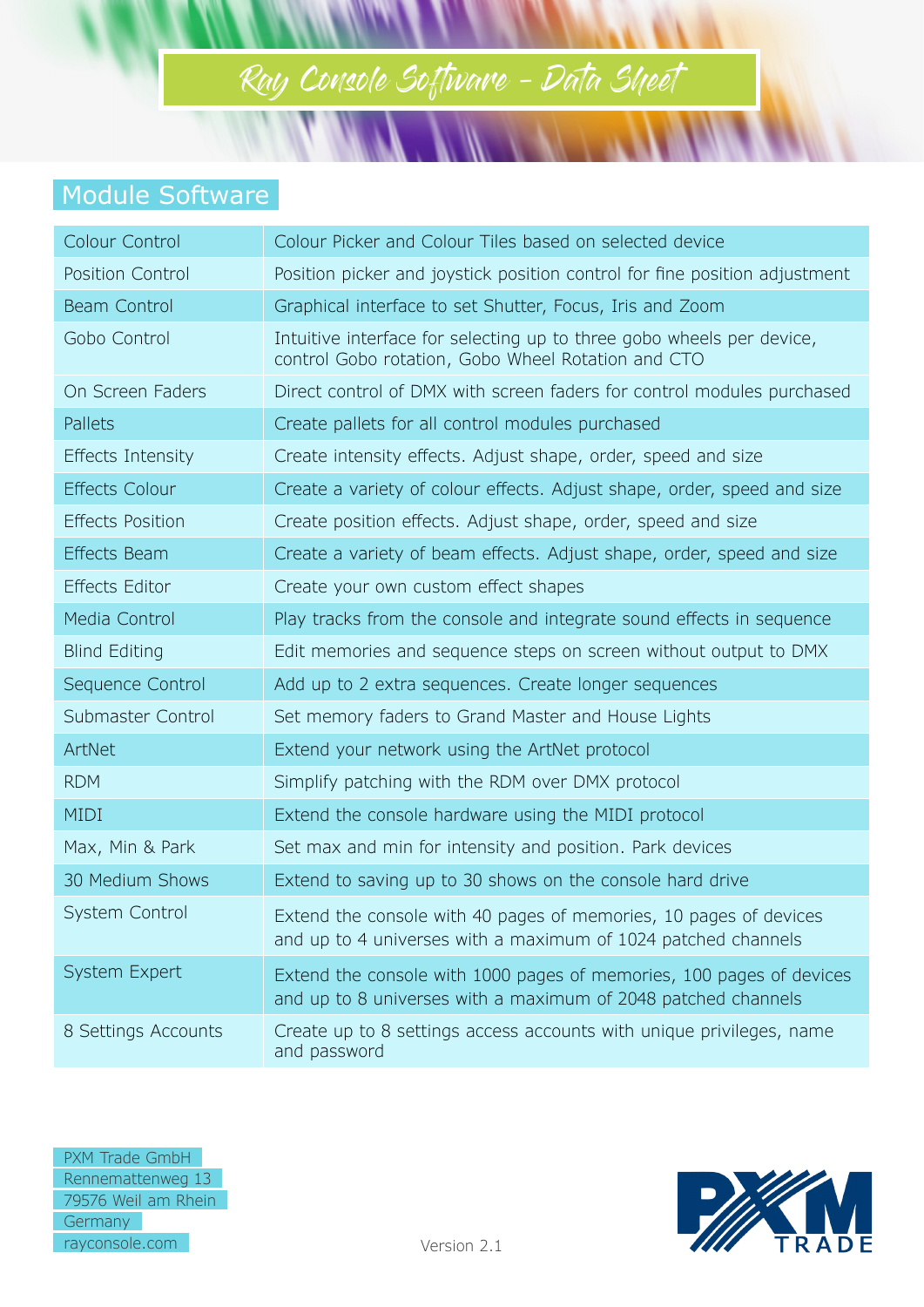# Ray Console Software - Data Sheet

## Module Software

| | |
|---|---|
| Colour Control | Colour Picker and Colour Tiles based on selected device |
| Position Control | Position picker and joystick position control for fine position adjustment |
| Beam Control | Graphical interface to set Shutter, Focus, Iris and Zoom |
| Gobo Control | Intuitive interface for selecting up to three gobo wheels per device, control Gobo rotation, Gobo Wheel Rotation and CTO |
| On Screen Faders | Direct control of DMX with screen faders for control modules purchased |
| Pallets | Create pallets for all control modules purchased |
| Effects Intensity | Create intensity effects. Adjust shape, order, speed and size |
| Effects Colour | Create a variety of colour effects. Adjust shape, order, speed and size |
| Effects Position | Create position effects. Adjust shape, order, speed and size |
| Effects Beam | Create a variety of beam effects. Adjust shape, order, speed and size |
| Effects Editor | Create your own custom effect shapes |
| Media Control | Play tracks from the console and integrate sound effects in sequence |
| Blind Editing | Edit memories and sequence steps on screen without output to DMX |
| Sequence Control | Add up to 2 extra sequences. Create longer sequences |
| Submaster Control | Set memory faders to Grand Master and House Lights |
| ArtNet | Extend your network using the ArtNet protocol |
| RDM | Simplify patching with the RDM over DMX protocol |
| MIDI | Extend the console hardware using the MIDI protocol |
| Max, Min & Park | Set max and min for intensity and position. Park devices |
| 30 Medium Shows | Extend to saving up to 30 shows on the console hard drive |
| System Control | Extend the console with 40 pages of memories, 10 pages of devices and up to 4 universes with a maximum of 1024 patched channels |
| System Expert | Extend the console with 1000 pages of memories, 100 pages of devices and up to 8 universes with a maximum of 2048 patched channels |
| 8 Settings Accounts | Create up to 8 settings access accounts with unique privileges, name and password |

PXM Trade GmbH
Rennemattenweg 13
79576 Weil am Rhein
Germany
rayconsole.com

Version 2.1

PXM TRADE